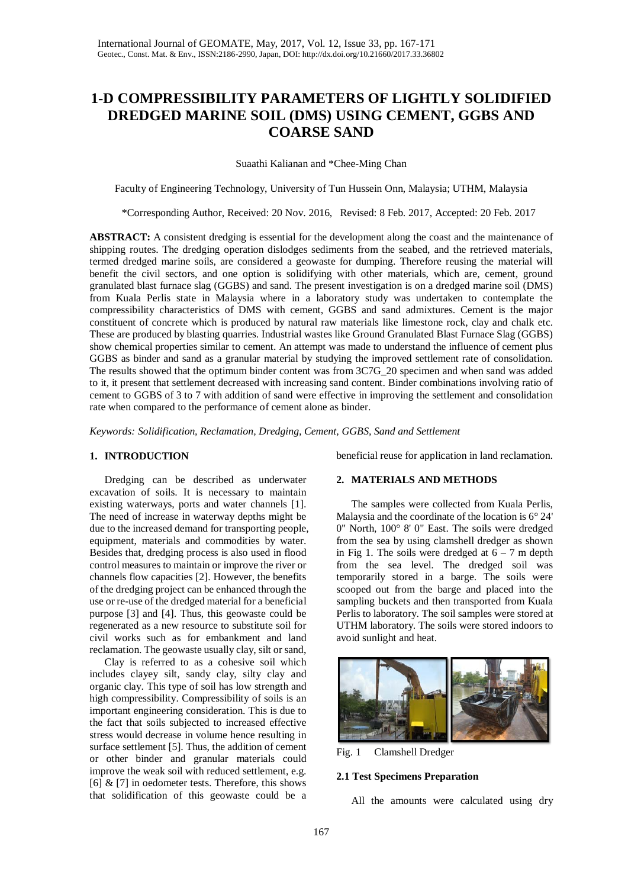# 1-D COMPRESSIBILITY PARAMETERS OF LIGHTLY SOLIDIFIED DREDGED MARINE SOIL (DMS) USING CEMENT, GGBS AND COARSE SAND

Suaathi Kalianan and *Chee-Ming Chan

Faculty of Engineering Technology, University of Tun Hussein Onn, Malaysia; UTHM, Malaysia

*Corresponding Author, Received: 20 Nov. 2016, Revised: 8 Feb. 2017, Accepted: 20 Feb. 2017

**ABSTRACT:** A consistent dredging is essential for the development along the coast and the maintenance of shipping routes. The dredging operation dislodges sediments from the seabed, and the retrieved materials, termed dredged marine soils, are considered a geowaste for dumping. Therefore reusing the material will benefit the civil sectors, and one option is solidifying with other materials, which are, cement, ground granulated blast furnace slag (GGBS) and sand. The present investigation is on a dredged marine soil (DMS) from Kuala Perlis state in Malaysia where in a laboratory study was undertaken to contemplate the compressibility characteristics of DMS with cement, GGBS and sand admixtures. Cement is the major constituent of concrete which is produced by natural raw materials like limestone rock, clay and chalk etc. These are produced by blasting quarries. Industrial wastes like Ground Granulated Blast Furnace Slag (GGBS) show chemical properties similar to cement. An attempt was made to understand the influence of cement plus GGBS as binder and sand as a granular material by studying the improved settlement rate of consolidation. The results showed that the optimum binder content was from 3C7G_20 specimen and when sand was added to it, it present that settlement decreased with increasing sand content. Binder combinations involving ratio of cement to GGBS of 3 to 7 with addition of sand were effective in improving the settlement and consolidation rate when compared to the performance of cement alone as binder.

*Keywords: Solidification, Reclamation, Dredging, Cement, GGBS, Sand and Settlement*

## 1. INTRODUCTION

Dredging can be described as underwater excavation of soils. It is necessary to maintain existing waterways, ports and water channels [1]. The need of increase in waterway depths might be due to the increased demand for transporting people, equipment, materials and commodities by water. Besides that, dredging process is also used in flood control measures to maintain or improve the river or channels flow capacities [2]. However, the benefits of the dredging project can be enhanced through the use or re-use of the dredged material for a beneficial purpose [3] and [4]. Thus, this geowaste could be regenerated as a new resource to substitute soil for civil works such as for embankment and land reclamation. The geowaste usually clay, silt or sand, beneficial reuse for application in land reclamation.

Clay is referred to as a cohesive soil which includes clayey silt, sandy clay, silty clay and organic clay. This type of soil has low strength and high compressibility. Compressibility of soils is an important engineering consideration. This is due to the fact that soils subjected to increased effective stress would decrease in volume hence resulting in surface settlement [5]. Thus, the addition of cement or other binder and granular materials could improve the weak soil with reduced settlement, e.g. [6] & [7] in oedometer tests. Therefore, this shows that solidification of this geowaste could be a

## 2. MATERIALS AND METHODS

The samples were collected from Kuala Perlis, Malaysia and the coordinate of the location is 6° 24' 0" North, 100° 8' 0" East. The soils were dredged from the sea by using clamshell dredger as shown in Fig 1. The soils were dredged at 6 – 7 m depth from the sea level. The dredged soil was temporarily stored in a barge. The soils were scooped out from the barge and placed into the sampling buckets and then transported from Kuala Perlis to laboratory. The soil samples were stored at UTHM laboratory. The soils were stored indoors to avoid sunlight and heat.

Fig. 1 Clamshell Dredger

### 2.1 Test Specimens Preparation

All the amounts were calculated using dry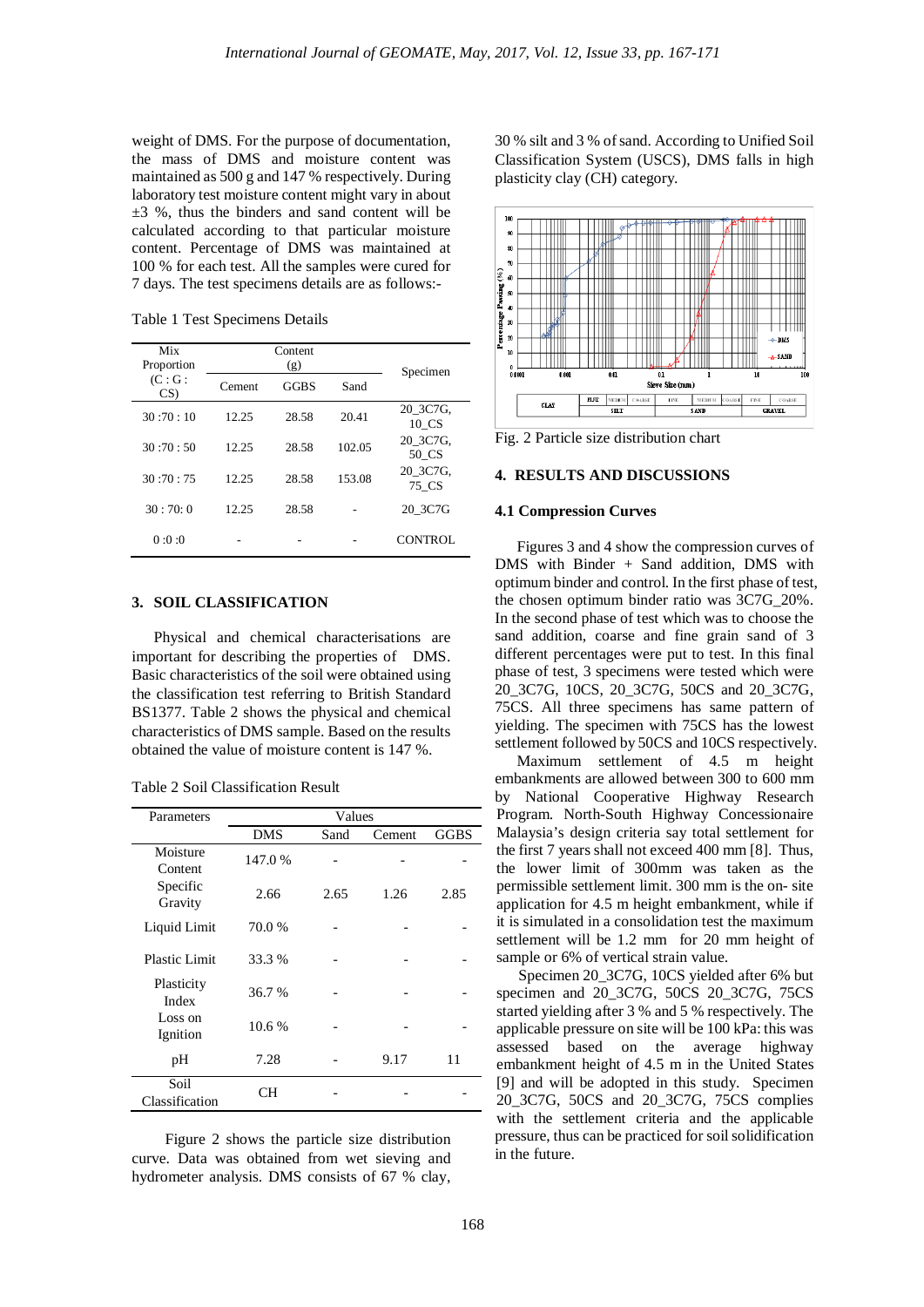weight of DMS. For the purpose of documentation, the mass of DMS and moisture content was maintained as 500 g and 147 % respectively. During laboratory test moisture content might vary in about ±3 %, thus the binders and sand content will be calculated according to that particular moisture content. Percentage of DMS was maintained at 100 % for each test. All the samples were cured for 7 days. The test specimens details are as follows:-

Table 1 Test Specimens Details

| Mix Proportion (C : G : CS) | Content (g) | | | Specimen |
|---|---|---|---|---|
| | Cement | GGBS | Sand | |
| 30 :70 : 10 | 12.25 | 28.58 | 20.41 | 20_3C7G, 10_CS |
| 30 :70 : 50 | 12.25 | 28.58 | 102.05 | 20_3C7G, 50_CS |
| 30 :70 : 75 | 12.25 | 28.58 | 153.08 | 20_3C7G, 75_CS |
| 30 : 70: 0 | 12.25 | 28.58 | - | 20_3C7G |
| 0 :0 :0 | - | - | - | CONTROL |

## 3. SOIL CLASSIFICATION

Physical and chemical characterisations are important for describing the properties of DMS. Basic characteristics of the soil were obtained using the classification test referring to British Standard BS1377. Table 2 shows the physical and chemical characteristics of DMS sample. Based on the results obtained the value of moisture content is 147 %.

Table 2 Soil Classification Result

| Parameters | Values | | | |
|---|---|---|---|---|
| | DMS | Sand | Cement | GGBS |
| Moisture Content | 147.0 % | - | - | - |
| Specific Gravity | 2.66 | 2.65 | 1.26 | 2.85 |
| Liquid Limit | 70.0 % | - | - | - |
| Plastic Limit | 33.3 % | - | - | - |
| Plasticity Index | 36.7 % | - | - | - |
| Loss on Ignition | 10.6 % | - | - | - |
| pH | 7.28 | - | 9.17 | 11 |
| Soil Classification | CH | - | - | - |

Figure 2 shows the particle size distribution curve. Data was obtained from wet sieving and hydrometer analysis. DMS consists of 67 % clay, 30 % silt and 3 % of sand. According to Unified Soil Classification System (USCS), DMS falls in high plasticity clay (CH) category.

Fig. 2 Particle size distribution chart

## 4. RESULTS AND DISCUSSIONS

### 4.1 Compression Curves

Figures 3 and 4 show the compression curves of DMS with Binder + Sand addition, DMS with optimum binder and control. In the first phase of test, the chosen optimum binder ratio was 3C7G_20%. In the second phase of test which was to choose the sand addition, coarse and fine grain sand of 3 different percentages were put to test. In this final phase of test, 3 specimens were tested which were 20_3C7G, 10CS, 20_3C7G, 50CS and 20_3C7G, 75CS. All three specimens has same pattern of yielding. The specimen with 75CS has the lowest settlement followed by 50CS and 10CS respectively.

Maximum settlement of 4.5 m height embankments are allowed between 300 to 600 mm by National Cooperative Highway Research Program. North-South Highway Concessionaire Malaysia's design criteria say total settlement for the first 7 years shall not exceed 400 mm [8]. Thus, the lower limit of 300mm was taken as the permissible settlement limit. 300 mm is the on- site application for 4.5 m height embankment, while if it is simulated in a consolidation test the maximum settlement will be 1.2 mm for 20 mm height of sample or 6% of vertical strain value.

Specimen 20_3C7G, 10CS yielded after 6% but specimen and 20_3C7G, 50CS 20_3C7G, 75CS started yielding after 3 % and 5 % respectively. The applicable pressure on site will be 100 kPa: this was assessed based on the average highway embankment height of 4.5 m in the United States [9] and will be adopted in this study. Specimen 20_3C7G, 50CS and 20_3C7G, 75CS complies with the settlement criteria and the applicable pressure, thus can be practiced for soil solidification in the future.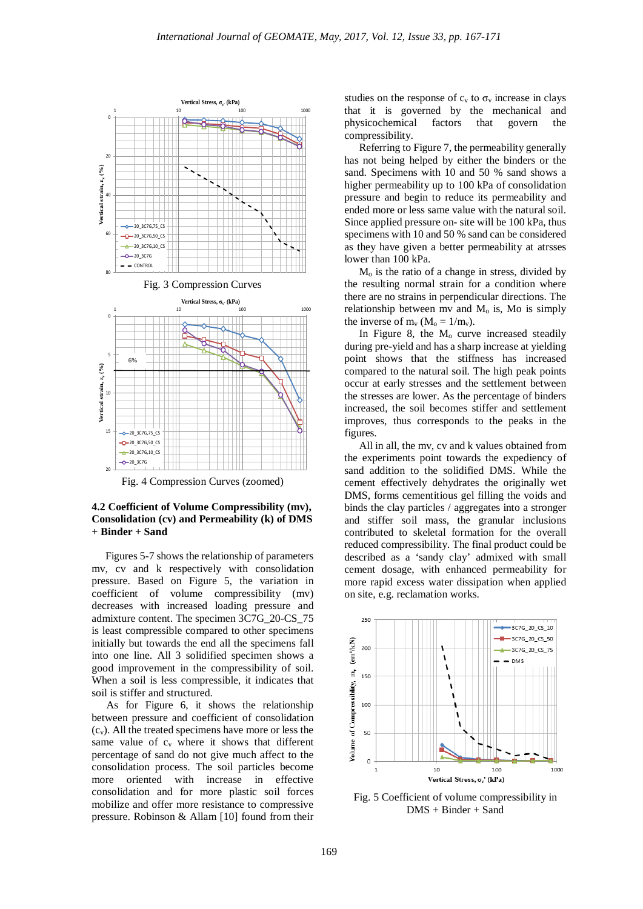Fig. 3 Compression Curves

Fig. 4 Compression Curves (zoomed)

### 4.2 Coefficient of Volume Compressibility (mv), Consolidation (cv) and Permeability (k) of DMS + Binder + Sand

Figures 5-7 shows the relationship of parameters mv, cv and k respectively with consolidation pressure. Based on Figure 5, the variation in coefficient of volume compressibility (mv) decreases with increased loading pressure and admixture content. The specimen 3C7G_20-CS_75 is least compressible compared to other specimens initially but towards the end all the specimens fall into one line. All 3 solidified specimen shows a good improvement in the compressibility of soil. When a soil is less compressible, it indicates that soil is stiffer and structured.

As for Figure 6, it shows the relationship between pressure and coefficient of consolidation ($c_v$). All the treated specimens have more or less the same value of $c_v$ where it shows that different percentage of sand do not give much affect to the consolidation process. The soil particles become more oriented with increase in effective consolidation and for more plastic soil forces mobilize and offer more resistance to compressive pressure. Robinson & Allam [10] found from their studies on the response of $c_v$ to $\sigma_v$ increase in clays that it is governed by the mechanical and physicochemical factors that govern the compressibility.

Referring to Figure 7, the permeability generally has not being helped by either the binders or the sand. Specimens with 10 and 50 % sand shows a higher permeability up to 100 kPa of consolidation pressure and begin to reduce its permeability and ended more or less same value with the natural soil. Since applied pressure on- site will be 100 kPa, thus specimens with 10 and 50 % sand can be considered as they have given a better permeability at atrsses lower than 100 kPa.

$M_o$ is the ratio of a change in stress, divided by the resulting normal strain for a condition where there are no strains in perpendicular directions. The relationship between mv and $M_o$ is, Mo is simply the inverse of $m_v$ ($M_o = 1/m_v$).

In Figure 8, the $M_o$ curve increased steadily during pre-yield and has a sharp increase at yielding point shows that the stiffness has increased compared to the natural soil. The high peak points occur at early stresses and the settlement between the stresses are lower. As the percentage of binders increased, the soil becomes stiffer and settlement improves, thus corresponds to the peaks in the figures.

All in all, the mv, cv and k values obtained from the experiments point towards the expediency of sand addition to the solidified DMS. While the cement effectively dehydrates the originally wet DMS, forms cementitious gel filling the voids and binds the clay particles / aggregates into a stronger and stiffer soil mass, the granular inclusions contributed to skeletal formation for the overall reduced compressibility. The final product could be described as a 'sandy clay' admixed with small cement dosage, with enhanced permeability for more rapid excess water dissipation when applied on site, e.g. reclamation works.

Fig. 5 Coefficient of volume compressibility in DMS + Binder + Sand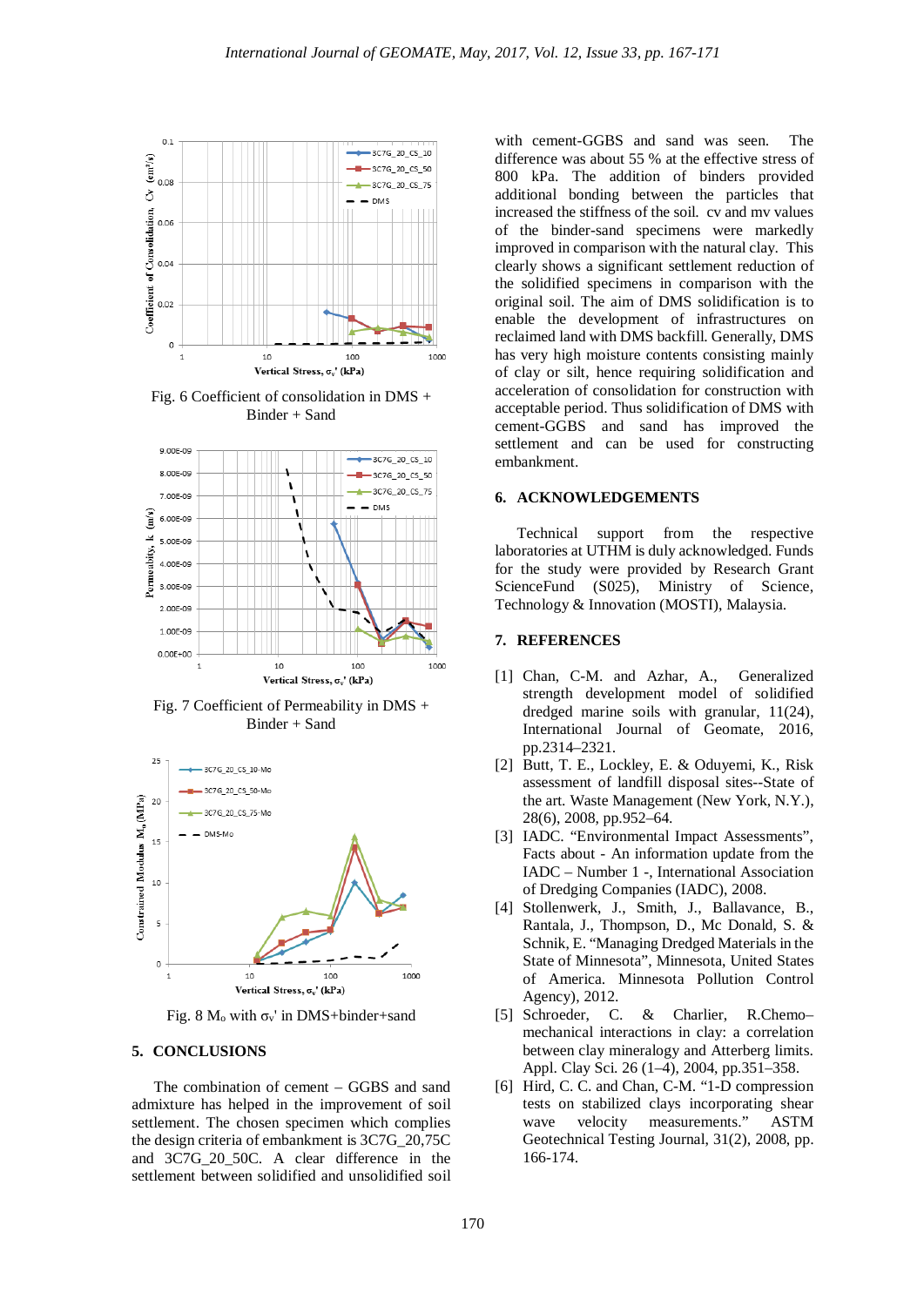Fig. 6 Coefficient of consolidation in DMS + Binder + Sand

Fig. 7 Coefficient of Permeability in DMS + Binder + Sand

Fig. 8 $M_o$ with $\sigma_v'$ in DMS+binder+sand

## 5. CONCLUSIONS

The combination of cement – GGBS and sand admixture has helped in the improvement of soil settlement. The chosen specimen which complies the design criteria of embankment is 3C7G_20,75C and 3C7G_20_50C. A clear difference in the settlement between solidified and unsolidified soil with cement-GGBS and sand was seen. The difference was about 55 % at the effective stress of 800 kPa. The addition of binders provided additional bonding between the particles that increased the stiffness of the soil. cv and mv values of the binder-sand specimens were markedly improved in comparison with the natural clay. This clearly shows a significant settlement reduction of the solidified specimens in comparison with the original soil. The aim of DMS solidification is to enable the development of infrastructures on reclaimed land with DMS backfill. Generally, DMS has very high moisture contents consisting mainly of clay or silt, hence requiring solidification and acceleration of consolidation for construction with acceptable period. Thus solidification of DMS with cement-GGBS and sand has improved the settlement and can be used for constructing embankment.

## 6. ACKNOWLEDGEMENTS

Technical support from the respective laboratories at UTHM is duly acknowledged. Funds for the study were provided by Research Grant ScienceFund (S025), Ministry of Science, Technology & Innovation (MOSTI), Malaysia.

## 7. REFERENCES

[1] Chan, C-M. and Azhar, A., Generalized strength development model of solidified dredged marine soils with granular, 11(24), International Journal of Geomate, 2016, pp.2314–2321.

[2] Butt, T. E., Lockley, E. & Oduyemi, K., Risk assessment of landfill disposal sites--State of the art. Waste Management (New York, N.Y.), 28(6), 2008, pp.952–64.

[3] IADC. "Environmental Impact Assessments", Facts about - An information update from the IADC – Number 1 -, International Association of Dredging Companies (IADC), 2008.

[4] Stollenwerk, J., Smith, J., Ballavance, B., Rantala, J., Thompson, D., Mc Donald, S. & Schnik, E. "Managing Dredged Materials in the State of Minnesota", Minnesota, United States of America. Minnesota Pollution Control Agency), 2012.

[5] Schroeder, C. & Charlier, R.Chemo–mechanical interactions in clay: a correlation between clay mineralogy and Atterberg limits. Appl. Clay Sci. 26 (1–4), 2004, pp.351–358.

[6] Hird, C. C. and Chan, C-M. "1-D compression tests on stabilized clays incorporating shear wave velocity measurements." ASTM Geotechnical Testing Journal, 31(2), 2008, pp. 166-174.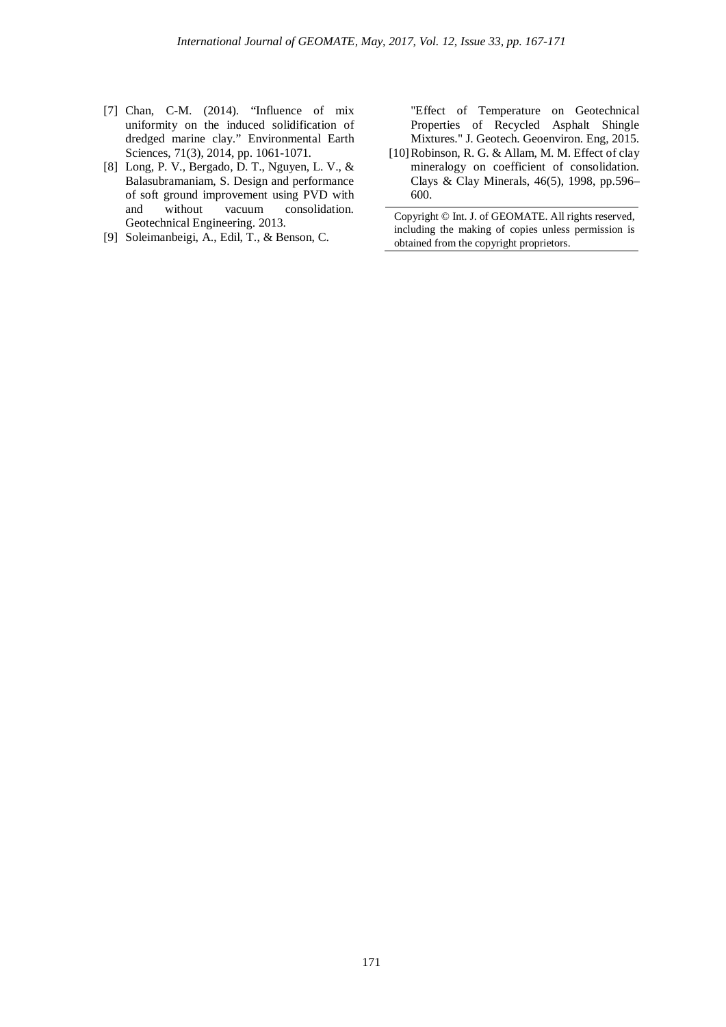[7] Chan, C-M. (2014). "Influence of mix uniformity on the induced solidification of dredged marine clay." Environmental Earth Sciences, 71(3), 2014, pp. 1061-1071.

[8] Long, P. V., Bergado, D. T., Nguyen, L. V., & Balasubramaniam, S. Design and performance of soft ground improvement using PVD with and without vacuum consolidation. Geotechnical Engineering. 2013.

[9] Soleimanbeigi, A., Edil, T., & Benson, C. "Effect of Temperature on Geotechnical Properties of Recycled Asphalt Shingle Mixtures." J. Geotech. Geoenviron. Eng, 2015.

[10] Robinson, R. G. & Allam, M. M. Effect of clay mineralogy on coefficient of consolidation. Clays & Clay Minerals, 46(5), 1998, pp.596–600.

Copyright © Int. J. of GEOMATE. All rights reserved, including the making of copies unless permission is obtained from the copyright proprietors.